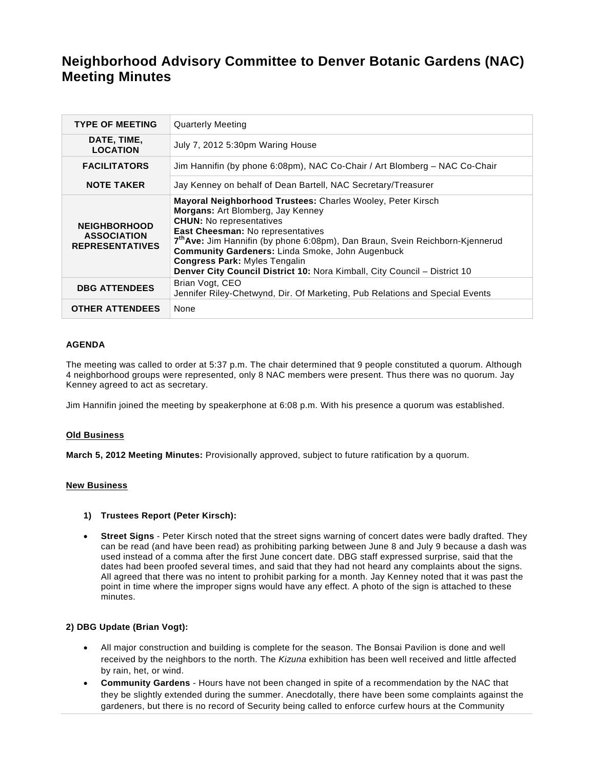# Neighborhood Advisory Committee to Denver Botanic Gardens (NAC) Meeting Minutes

| | |
|---|---|
| **TYPE OF MEETING** | Quarterly Meeting |
| **DATE, TIME, LOCATION** | July 7, 2012 5:30pm Waring House |
| **FACILITATORS** | Jim Hannifin (by phone 6:08pm), NAC Co-Chair / Art Blomberg – NAC Co-Chair |
| **NOTE TAKER** | Jay Kenney on behalf of Dean Bartell, NAC Secretary/Treasurer |
| **NEIGHBORHOOD ASSOCIATION REPRESENTATIVES** | **Mayoral Neighborhood Trustees:** Charles Wooley, Peter Kirsch<br>**Morgans:** Art Blomberg, Jay Kenney<br>**CHUN:** No representatives<br>**East Cheesman:** No representatives<br>**7th Ave:** Jim Hannifin (by phone 6:08pm), Dan Braun, Svein Reichborn-Kjennerud<br>**Community Gardeners:** Linda Smoke, John Augenbuck<br>**Congress Park:** Myles Tengalin<br>**Denver City Council District 10:** Nora Kimball, City Council – District 10 |
| **DBG ATTENDEES** | Brian Vogt, CEO<br>Jennifer Riley-Chetwynd, Dir. Of Marketing, Pub Relations and Special Events |
| **OTHER ATTENDEES** | None |

**AGENDA**

The meeting was called to order at 5:37 p.m. The chair determined that 9 people constituted a quorum. Although 4 neighborhood groups were represented, only 8 NAC members were present. Thus there was no quorum. Jay Kenney agreed to act as secretary.

Jim Hannifin joined the meeting by speakerphone at 6:08 p.m. With his presence a quorum was established.

**Old Business**

**March 5, 2012 Meeting Minutes:** Provisionally approved, subject to future ratification by a quorum.

**New Business**

1) **Trustees Report (Peter Kirsch):**

- **Street Signs** - Peter Kirsch noted that the street signs warning of concert dates were badly drafted. They can be read (and have been read) as prohibiting parking between June 8 and July 9 because a dash was used instead of a comma after the first June concert date. DBG staff expressed surprise, said that the dates had been proofed several times, and said that they had not heard any complaints about the signs. All agreed that there was no intent to prohibit parking for a month. Jay Kenney noted that it was past the point in time where the improper signs would have any effect. A photo of the sign is attached to these minutes.

**2) DBG Update (Brian Vogt):**

- All major construction and building is complete for the season. The Bonsai Pavilion is done and well received by the neighbors to the north. The *Kizuna* exhibition has been well received and little affected by rain, het, or wind.
- **Community Gardens** - Hours have not been changed in spite of a recommendation by the NAC that they be slightly extended during the summer. Anecdotally, there have been some complaints against the gardeners, but there is no record of Security being called to enforce curfew hours at the Community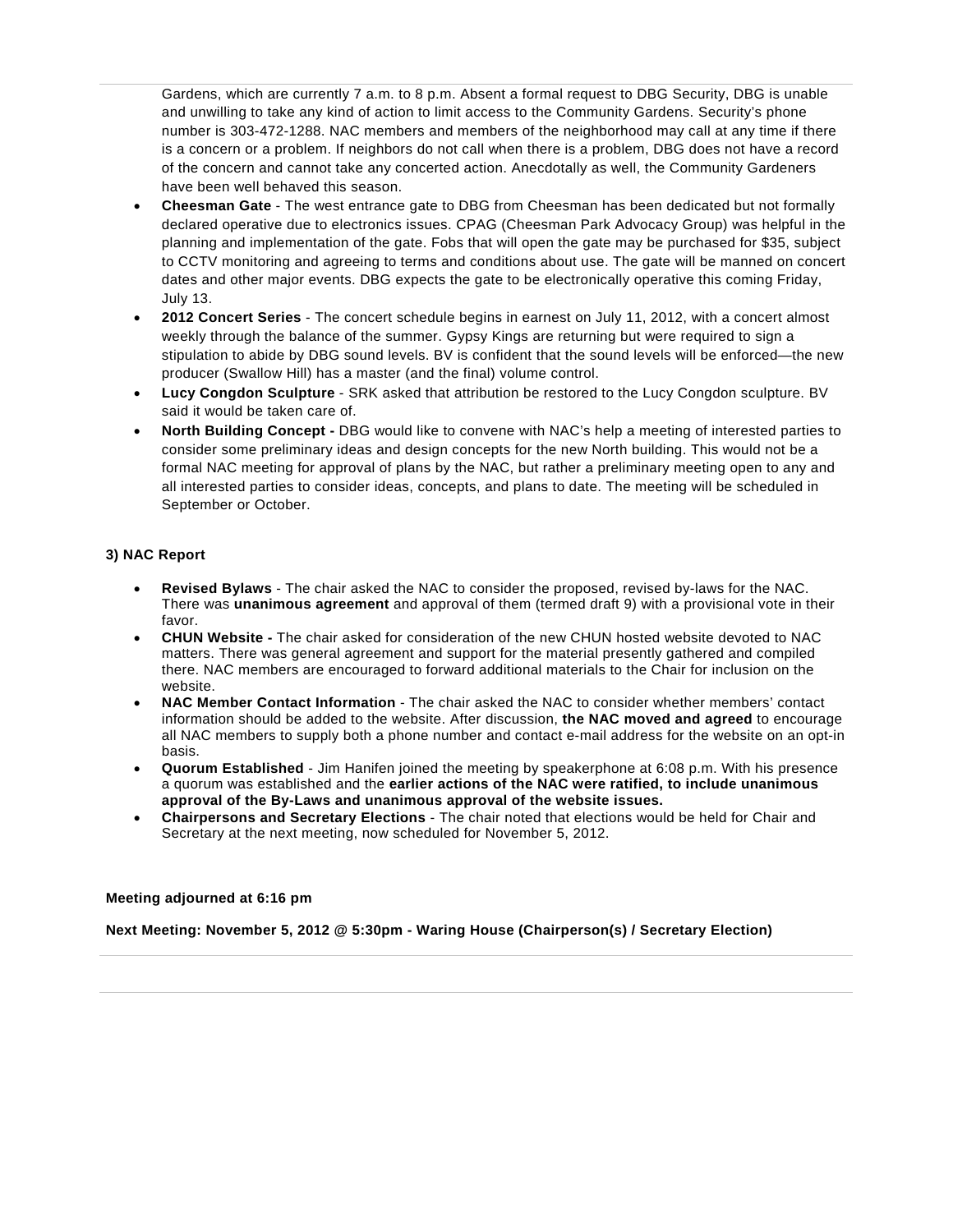Gardens, which are currently 7 a.m. to 8 p.m. Absent a formal request to DBG Security, DBG is unable and unwilling to take any kind of action to limit access to the Community Gardens. Security's phone number is 303-472-1288. NAC members and members of the neighborhood may call at any time if there is a concern or a problem. If neighbors do not call when there is a problem, DBG does not have a record of the concern and cannot take any concerted action. Anecdotally as well, the Community Gardeners have been well behaved this season.

- **Cheesman Gate** - The west entrance gate to DBG from Cheesman has been dedicated but not formally declared operative due to electronics issues. CPAG (Cheesman Park Advocacy Group) was helpful in the planning and implementation of the gate. Fobs that will open the gate may be purchased for $35, subject to CCTV monitoring and agreeing to terms and conditions about use. The gate will be manned on concert dates and other major events. DBG expects the gate to be electronically operative this coming Friday, July 13.
- **2012 Concert Series** - The concert schedule begins in earnest on July 11, 2012, with a concert almost weekly through the balance of the summer. Gypsy Kings are returning but were required to sign a stipulation to abide by DBG sound levels. BV is confident that the sound levels will be enforced—the new producer (Swallow Hill) has a master (and the final) volume control.
- **Lucy Congdon Sculpture** - SRK asked that attribution be restored to the Lucy Congdon sculpture. BV said it would be taken care of.
- **North Building Concept -** DBG would like to convene with NAC's help a meeting of interested parties to consider some preliminary ideas and design concepts for the new North building. This would not be a formal NAC meeting for approval of plans by the NAC, but rather a preliminary meeting open to any and all interested parties to consider ideas, concepts, and plans to date. The meeting will be scheduled in September or October.

**3) NAC Report**

- **Revised Bylaws** - The chair asked the NAC to consider the proposed, revised by-laws for the NAC. There was **unanimous agreement** and approval of them (termed draft 9) with a provisional vote in their favor.
- **CHUN Website -** The chair asked for consideration of the new CHUN hosted website devoted to NAC matters. There was general agreement and support for the material presently gathered and compiled there. NAC members are encouraged to forward additional materials to the Chair for inclusion on the website.
- **NAC Member Contact Information** - The chair asked the NAC to consider whether members' contact information should be added to the website. After discussion, **the NAC moved and agreed** to encourage all NAC members to supply both a phone number and contact e-mail address for the website on an opt-in basis.
- **Quorum Established** - Jim Hanifen joined the meeting by speakerphone at 6:08 p.m. With his presence a quorum was established and the **earlier actions of the NAC were ratified, to include unanimous approval of the By-Laws and unanimous approval of the website issues.**
- **Chairpersons and Secretary Elections** - The chair noted that elections would be held for Chair and Secretary at the next meeting, now scheduled for November 5, 2012.

**Meeting adjourned at 6:16 pm**

**Next Meeting: November 5, 2012 @ 5:30pm - Waring House (Chairperson(s) / Secretary Election)**